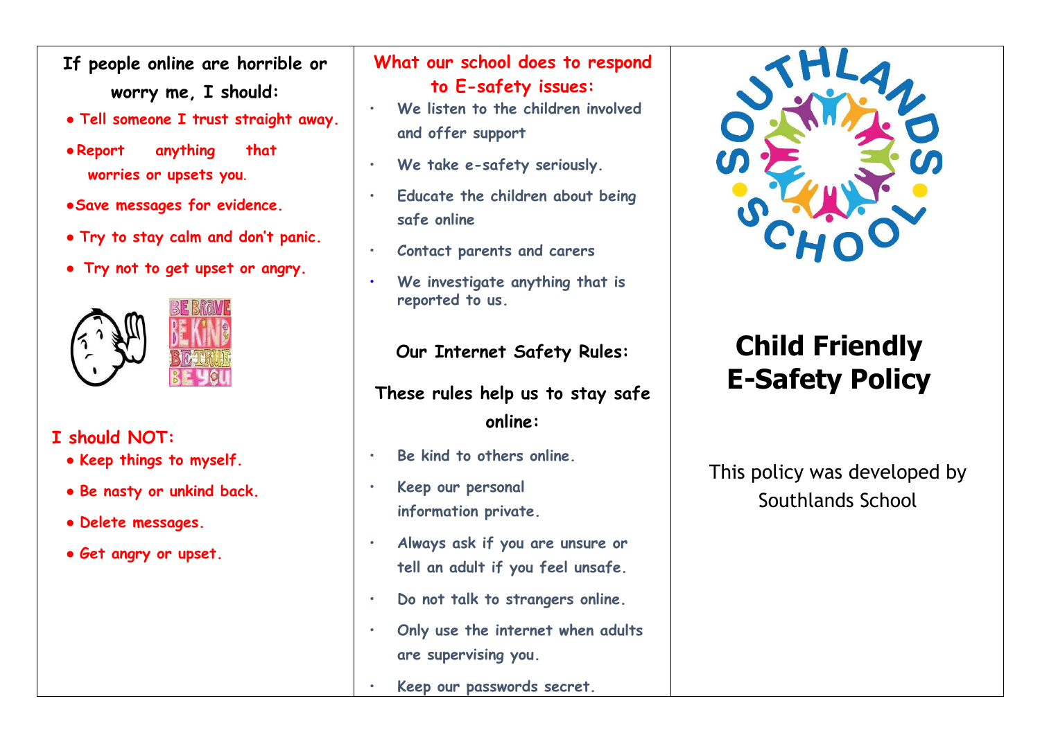**If people online are horrible or worry me, I should:**

- Tell someone I trust straight away.
- Report anything that worries or upsets you.
- Save messages for evidence.
- Try to stay calm and don't panic.
- Try not to get upset or angry.

**I should NOT:**

- Keep things to myself.
- Be nasty or unkind back.
- Delete messages.
- Get angry or upset.

**What our school does to respond to E-safety issues:**

- We listen to the children involved and offer support
- We take e-safety seriously.
- Educate the children about being safe online
- Contact parents and carers
- We investigate anything that is reported to us.

**Our Internet Safety Rules:**

**These rules help us to stay safe online:**

- Be kind to others online.
- Keep our personal information private.
- Always ask if you are unsure or tell an adult if you feel unsafe.
- Do not talk to strangers online.
- Only use the internet when adults are supervising you.
- Keep our passwords secret.

SOUTHLANDS SCHOOL

# Child Friendly E-Safety Policy

This policy was developed by Southlands School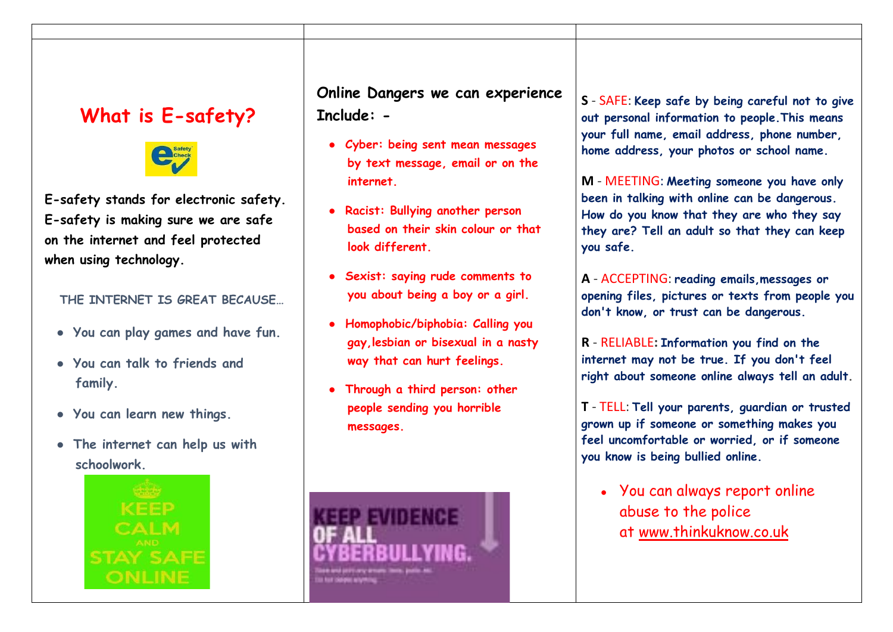# What is E-safety?

E-safety stands for electronic safety. E-safety is making sure we are safe on the internet and feel protected when using technology.

THE INTERNET IS GREAT BECAUSE…

- You can play games and have fun.
- You can talk to friends and family.
- You can learn new things.
- The internet can help us with schoolwork.

**Online Dangers we can experience Include: -**

- Cyber: being sent mean messages by text message, email or on the internet.
- Racist: Bullying another person based on their skin colour or that look different.
- Sexist: saying rude comments to you about being a boy or a girl.
- Homophobic/biphobia: Calling you gay, lesbian or bisexual in a nasty way that can hurt feelings.
- Through a third person: other people sending you horrible messages.

**S** - SAFE: Keep safe by being careful not to give out personal information to people. This means your full name, email address, phone number, home address, your photos or school name.

**M** - MEETING: Meeting someone you have only been in talking with online can be dangerous. How do you know that they are who they say they are? Tell an adult so that they can keep you safe.

**A** - ACCEPTING: reading emails, messages or opening files, pictures or texts from people you don't know, or trust can be dangerous.

**R** - RELIABLE: Information you find on the internet may not be true. If you don't feel right about someone online always tell an adult.

**T** - TELL: Tell your parents, guardian or trusted grown up if someone or something makes you feel uncomfortable or worried, or if someone you know is being bullied online.

- You can always report online abuse to the police at www.thinkuknow.co.uk